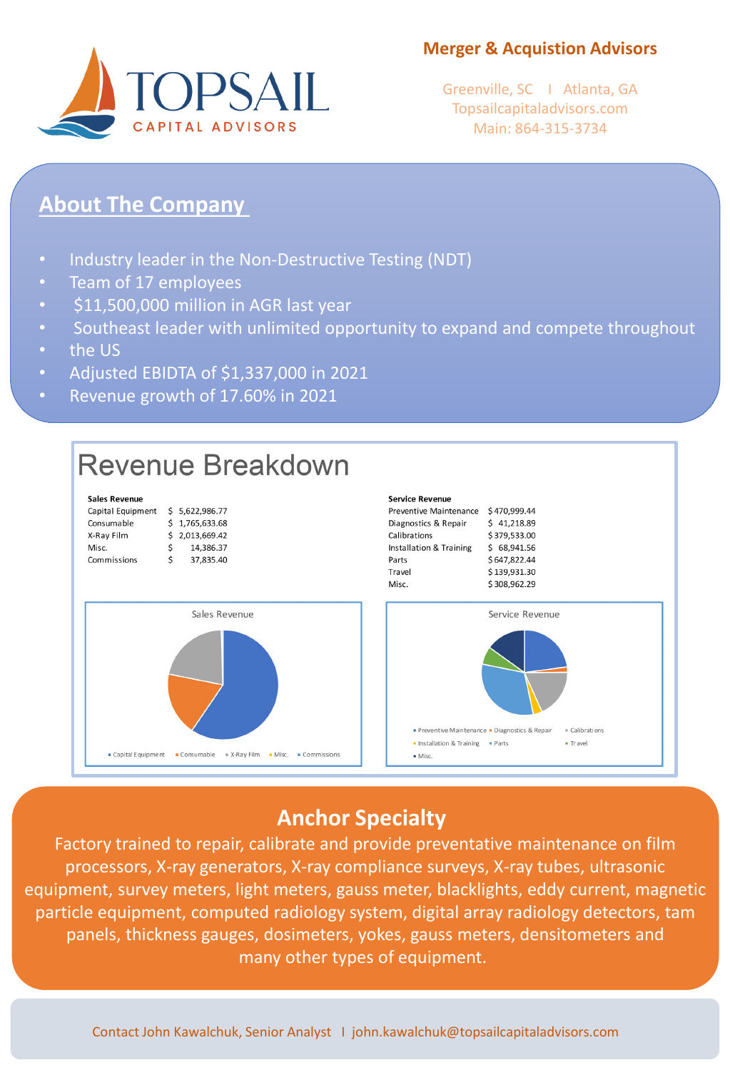TOPSAIL

CAPITAL ADVISORS

**Merger & Acquistion Advisors**

Greenville, SC I Atlanta, GA
Topsailcapitaladvisors.com
Main: 864-315-3734

## About The Company

- Industry leader in the Non-Destructive Testing (NDT)
- Team of 17 employees
- $11,500,000 million in AGR last year
- Southeast leader with unlimited opportunity to expand and compete throughout
- the US
- Adjusted EBIDTA of $1,337,000 in 2021
- Revenue growth of 17.60% in 2021

## Revenue Breakdown

| Sales Revenue | |
|---|---|
| Capital Equipment | $ 5,622,986.77 |
| Consumable | $ 1,765,633.68 |
| X-Ray Film | $ 2,013,669.42 |
| Misc. | $ 14,386.37 |
| Commissions | $ 37,835.40 |

| Service Revenue | |
|---|---|
| Preventive Maintenance | $ 470,999.44 |
| Diagnostics & Repair | $ 41,218.89 |
| Calibrations | $ 379,533.00 |
| Installation & Training | $ 68,941.56 |
| Parts | $ 647,822.44 |
| Travel | $ 139,931.30 |
| Misc. | $ 308,962.29 |

Sales Revenue

Capital Equipment, Consumable, X-Ray Film, Misc., Commissions

Service Revenue

Preventive Maintenance, Diagnostics & Repair, Calibrations, Installation & Training, Parts, Travel, Misc.

## Anchor Specialty

Factory trained to repair, calibrate and provide preventative maintenance on film processors, X-ray generators, X-ray compliance surveys, X-ray tubes, ultrasonic equipment, survey meters, light meters, gauss meter, blacklights, eddy current, magnetic particle equipment, computed radiology system, digital array radiology detectors, tam panels, thickness gauges, dosimeters, yokes, gauss meters, densitometers and many other types of equipment.

Contact John Kawalchuk, Senior Analyst I john.kawalchuk@topsailcapitaladvisors.com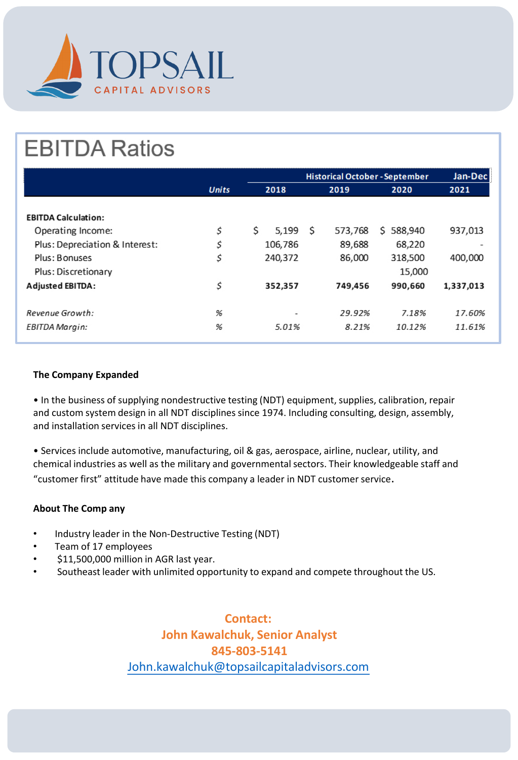TOPSAIL
CAPITAL ADVISORS

## EBITDA Ratios

| | Units | Historical October - September 2018 | 2019 | 2020 | Jan-Dec 2021 |
|---|---|---|---|---|---|
| **EBITDA Calculation:** | | | | | |
| Operating Income: | $ | $ 5,199 | $ 573,768 | $ 588,940 | 937,013 |
| Plus: Depreciation & Interest: | $ | 106,786 | 89,688 | 68,220 | - |
| Plus: Bonuses | $ | 240,372 | 86,000 | 318,500 | 400,000 |
| Plus: Discretionary | | | | 15,000 | |
| **Adjusted EBITDA:** | $ | **352,357** | **749,456** | **990,660** | **1,337,013** |
| *Revenue Growth:* | % | - | *29.92%* | *7.18%* | *17.60%* |
| *EBITDA Margin:* | % | *5.01%* | *8.21%* | *10.12%* | *11.61%* |

**The Company Expanded**

• In the business of supplying nondestructive testing (NDT) equipment, supplies, calibration, repair and custom system design in all NDT disciplines since 1974. Including consulting, design, assembly, and installation services in all NDT disciplines.

• Services include automotive, manufacturing, oil & gas, aerospace, airline, nuclear, utility, and chemical industries as well as the military and governmental sectors. Their knowledgeable staff and "customer first" attitude have made this company a leader in NDT customer service.

**About The Comp any**

- Industry leader in the Non-Destructive Testing (NDT)
- Team of 17 employees
- $11,500,000 million in AGR last year.
- Southeast leader with unlimited opportunity to expand and compete throughout the US.

**Contact:**
**John Kawalchuk, Senior Analyst**
**845-803-5141**
John.kawalchuk@topsailcapitaladvisors.com